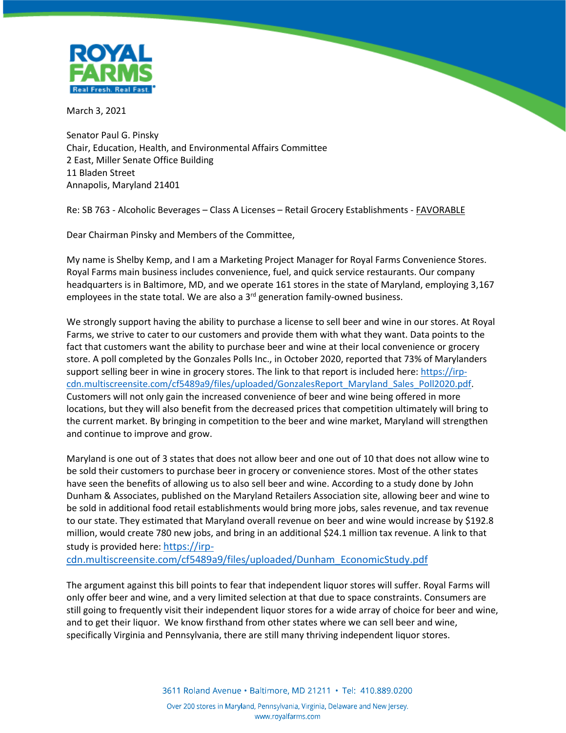ROYAL FARMS

Real Fresh. Real Fast.

March 3, 2021

Senator Paul G. Pinsky
Chair, Education, Health, and Environmental Affairs Committee
2 East, Miller Senate Office Building
11 Bladen Street
Annapolis, Maryland 21401

Re: SB 763 - Alcoholic Beverages – Class A Licenses – Retail Grocery Establishments - FAVORABLE

Dear Chairman Pinsky and Members of the Committee,

My name is Shelby Kemp, and I am a Marketing Project Manager for Royal Farms Convenience Stores. Royal Farms main business includes convenience, fuel, and quick service restaurants. Our company headquarters is in Baltimore, MD, and we operate 161 stores in the state of Maryland, employing 3,167 employees in the state total. We are also a 3rd generation family-owned business.

We strongly support having the ability to purchase a license to sell beer and wine in our stores. At Royal Farms, we strive to cater to our customers and provide them with what they want. Data points to the fact that customers want the ability to purchase beer and wine at their local convenience or grocery store. A poll completed by the Gonzales Polls Inc., in October 2020, reported that 73% of Marylanders support selling beer in wine in grocery stores. The link to that report is included here: https://irp-cdn.multiscreensite.com/cf5489a9/files/uploaded/GonzalesReport_Maryland_Sales_Poll2020.pdf. Customers will not only gain the increased convenience of beer and wine being offered in more locations, but they will also benefit from the decreased prices that competition ultimately will bring to the current market. By bringing in competition to the beer and wine market, Maryland will strengthen and continue to improve and grow.

Maryland is one out of 3 states that does not allow beer and one out of 10 that does not allow wine to be sold their customers to purchase beer in grocery or convenience stores. Most of the other states have seen the benefits of allowing us to also sell beer and wine. According to a study done by John Dunham & Associates, published on the Maryland Retailers Association site, allowing beer and wine to be sold in additional food retail establishments would bring more jobs, sales revenue, and tax revenue to our state. They estimated that Maryland overall revenue on beer and wine would increase by $192.8 million, would create 780 new jobs, and bring in an additional $24.1 million tax revenue. A link to that study is provided here: https://irp-cdn.multiscreensite.com/cf5489a9/files/uploaded/Dunham_EconomicStudy.pdf

The argument against this bill points to fear that independent liquor stores will suffer. Royal Farms will only offer beer and wine, and a very limited selection at that due to space constraints. Consumers are still going to frequently visit their independent liquor stores for a wide array of choice for beer and wine, and to get their liquor. We know firsthand from other states where we can sell beer and wine, specifically Virginia and Pennsylvania, there are still many thriving independent liquor stores.

3611 Roland Avenue • Baltimore, MD 21211 • Tel: 410.889.0200

Over 200 stores in Maryland, Pennsylvania, Virginia, Delaware and New Jersey.
www.royalfarms.com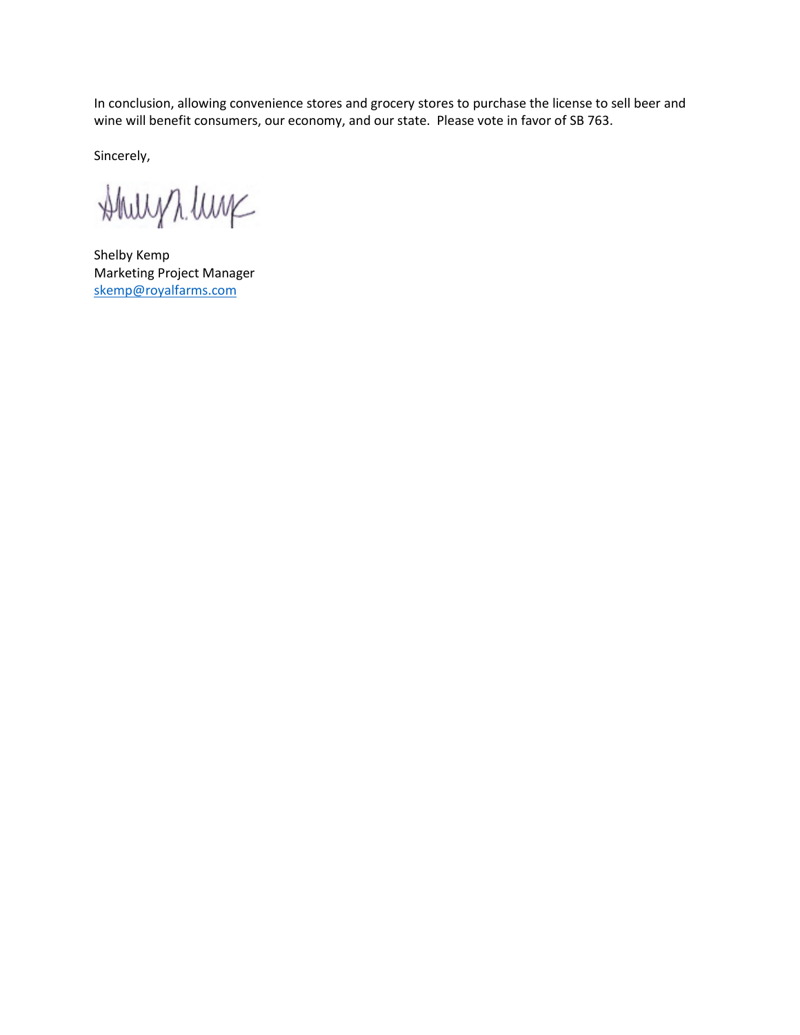In conclusion, allowing convenience stores and grocery stores to purchase the license to sell beer and wine will benefit consumers, our economy, and our state. Please vote in favor of SB 763.

Sincerely,

Shelby Kemp
Marketing Project Manager
[skemp@royalfarms.com](mailto:skemp@royalfarms.com)